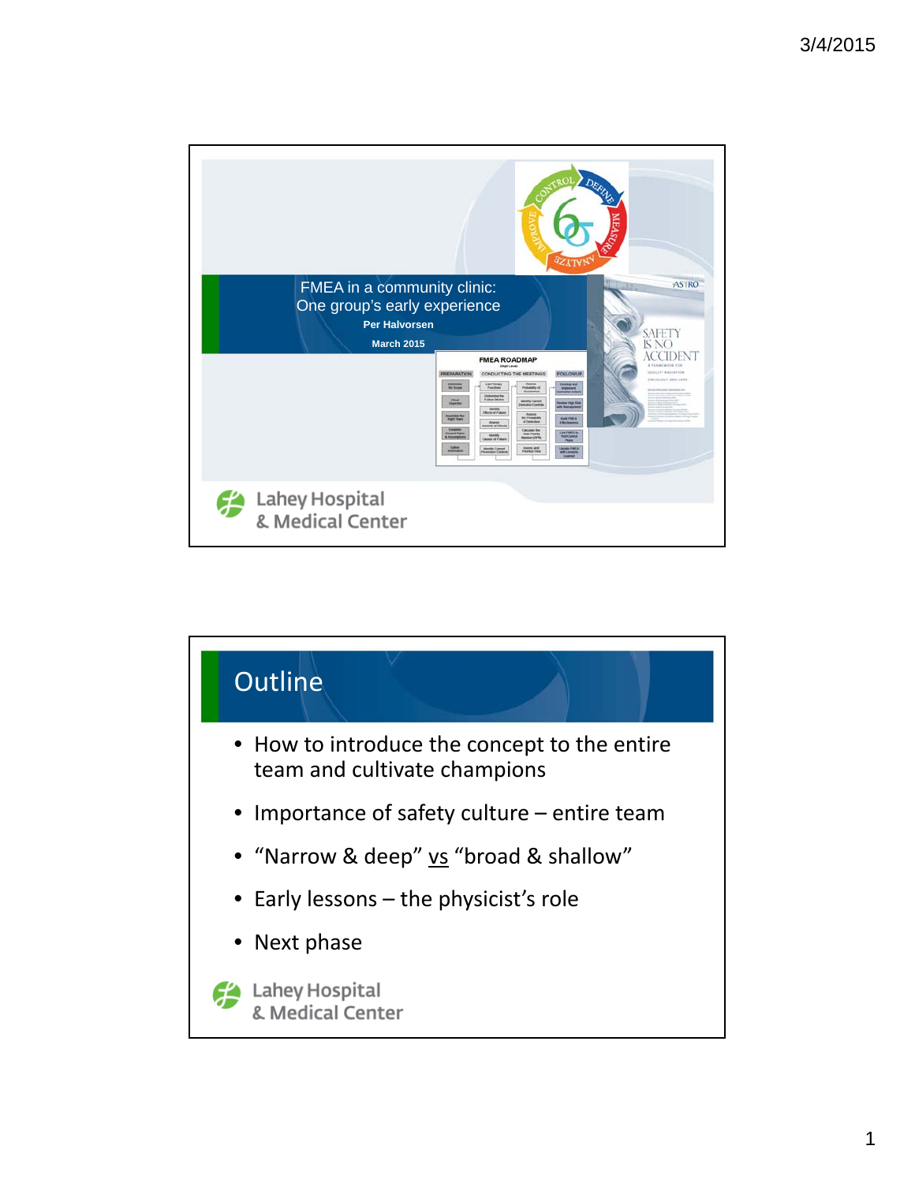# FMEA in a community clinic:
# One group's early experience

**Per Halvorsen**

**March 2015**

Lahey Hospital & Medical Center

## Outline

- How to introduce the concept to the entire team and cultivate champions
- Importance of safety culture – entire team
- "Narrow & deep" vs "broad & shallow"
- Early lessons – the physicist's role
- Next phase

Lahey Hospital & Medical Center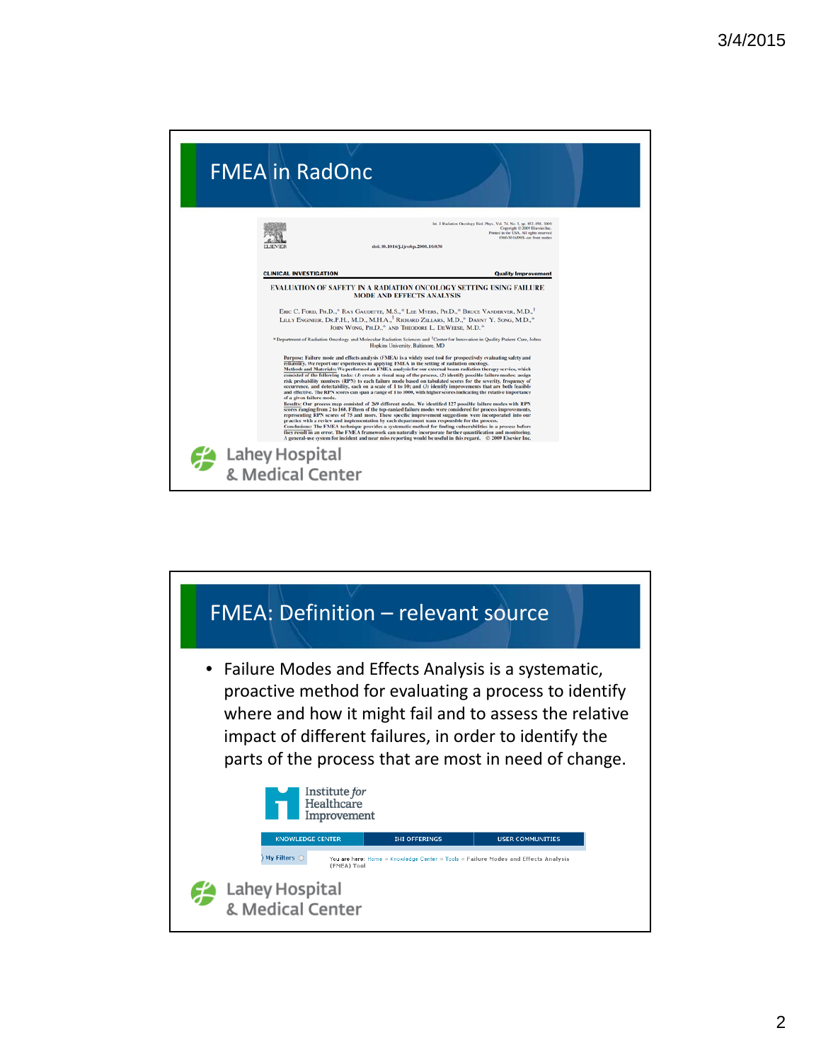## FMEA in RadOnc

Int. J. Radiation Oncology Biol. Phys., Vol. 74, No. 3, pp. 852–858, 2009
Copyright © 2009 Elsevier Inc.
Printed in the USA. All rights reserved
0360-3016/09/$–see front matter

doi:10.1016/j.ijrobp.2008.10.038

CLINICAL INVESTIGATION — Quality Improvement

EVALUATION OF SAFETY IN A RADIATION ONCOLOGY SETTING USING FAILURE MODE AND EFFECTS ANALYSIS

Eric C. Ford, Ph.D.,* Ray Gaudette, M.S.,* Lee Myers, Ph.D.,* Bruce Vanderver, M.D.,† Lilly Engineer, Dr.P.H., M.D., M.H.A.,† Richard Zellars, M.D.,* Danny Y. Song, M.D.,* John Wong, Ph.D.,* and Theodore L. DeWeese, M.D.*

* Department of Radiation Oncology and Molecular Radiation Sciences and † Center for Innovation in Quality Patient Care, Johns Hopkins University, Baltimore, MD

Purpose: Failure mode and effects analysis (FMEA) is a widely used tool for prospectively evaluating safety and reliability. We report our experiences in applying FMEA in the setting of radiation oncology.
Methods and Materials: We performed an FMEA analysis for our external beam radiation therapy service, which consisted of the following tasks: (1) create a visual map of the process, (2) identify possible failure modes; assign risk probability numbers (RPN) to each failure mode based on tabulated scores for the severity, frequency of occurrence, and detectability, each on a scale of 1 to 10; and (3) identify improvements that are both feasible and effective. The RPN scores can span a range of 1 to 1000, with higher scores indicating the relative importance of a given failure mode.
Results: Our process map consisted of 269 different nodes. We identified 127 possible failure modes with RPN scores ranging from 2 to 160. Fifteen of the top-ranked failure modes were considered for process improvements, representing RPN scores of 75 and more. These specific improvement suggestions were incorporated into our practice with a review and implementation by each department team responsible for the process.
Conclusions: The FMEA technique provides a systematic method for finding vulnerabilities in a process before they result in an error. The FMEA framework can naturally incorporate further quantification and monitoring. A general-use system for incident and near miss reporting would be useful in this regard. © 2009 Elsevier Inc.

## FMEA: Definition – relevant source

- Failure Modes and Effects Analysis is a systematic, proactive method for evaluating a process to identify where and how it might fail and to assess the relative impact of different failures, in order to identify the parts of the process that are most in need of change.

Institute *for* Healthcare Improvement

KNOWLEDGE CENTER | IHI OFFERINGS | USER COMMUNITIES

My Filters — You are here: Home > Knowledge Center > Tools > Failure Modes and Effects Analysis (FMEA) Tool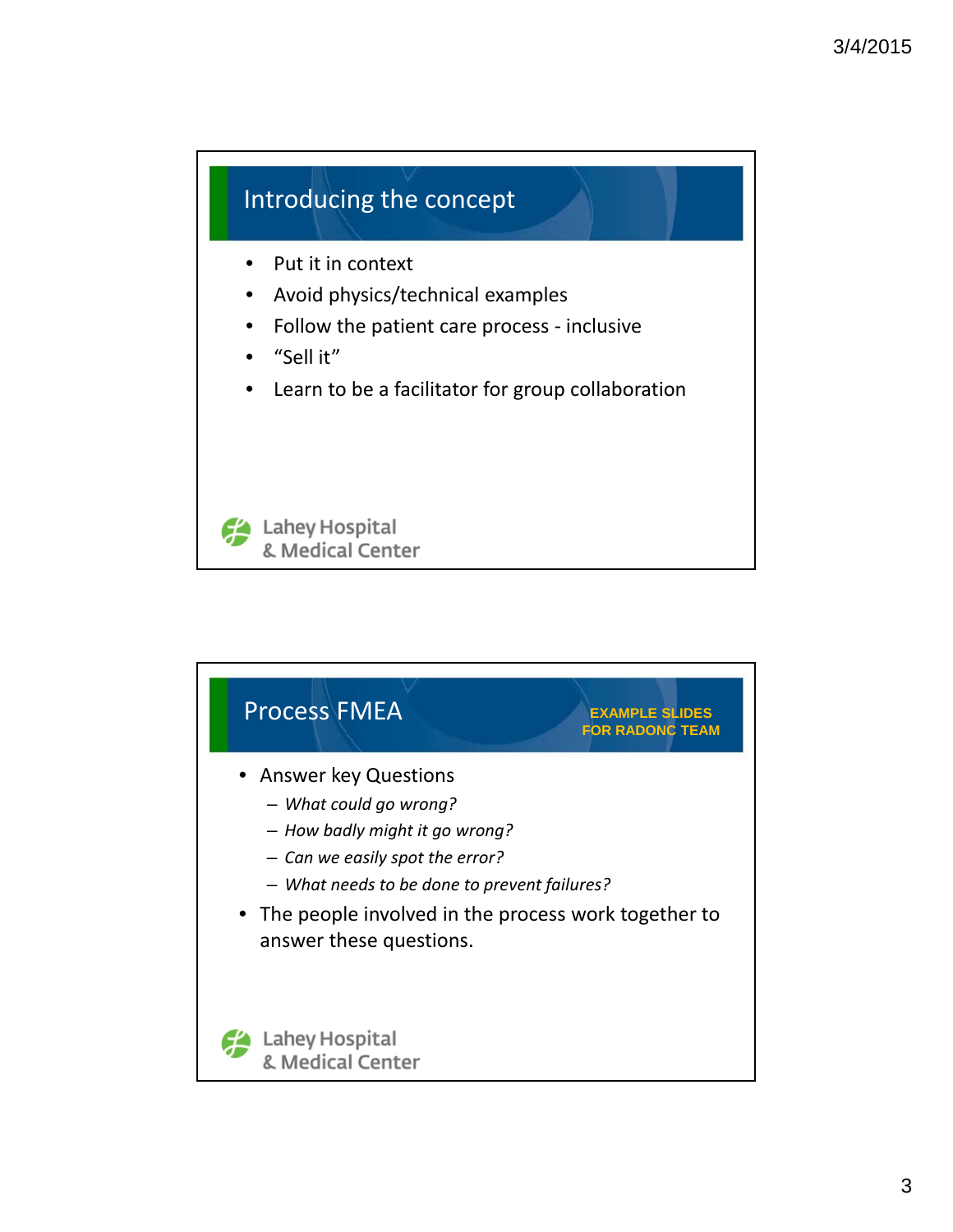## Introducing the concept

- Put it in context
- Avoid physics/technical examples
- Follow the patient care process - inclusive
- "Sell it"
- Learn to be a facilitator for group collaboration

Lahey Hospital & Medical Center

## Process FMEA

**EXAMPLE SLIDES FOR RADONC TEAM**

- Answer key Questions
  - *What could go wrong?*
  - *How badly might it go wrong?*
  - *Can we easily spot the error?*
  - *What needs to be done to prevent failures?*
- The people involved in the process work together to answer these questions.

Lahey Hospital & Medical Center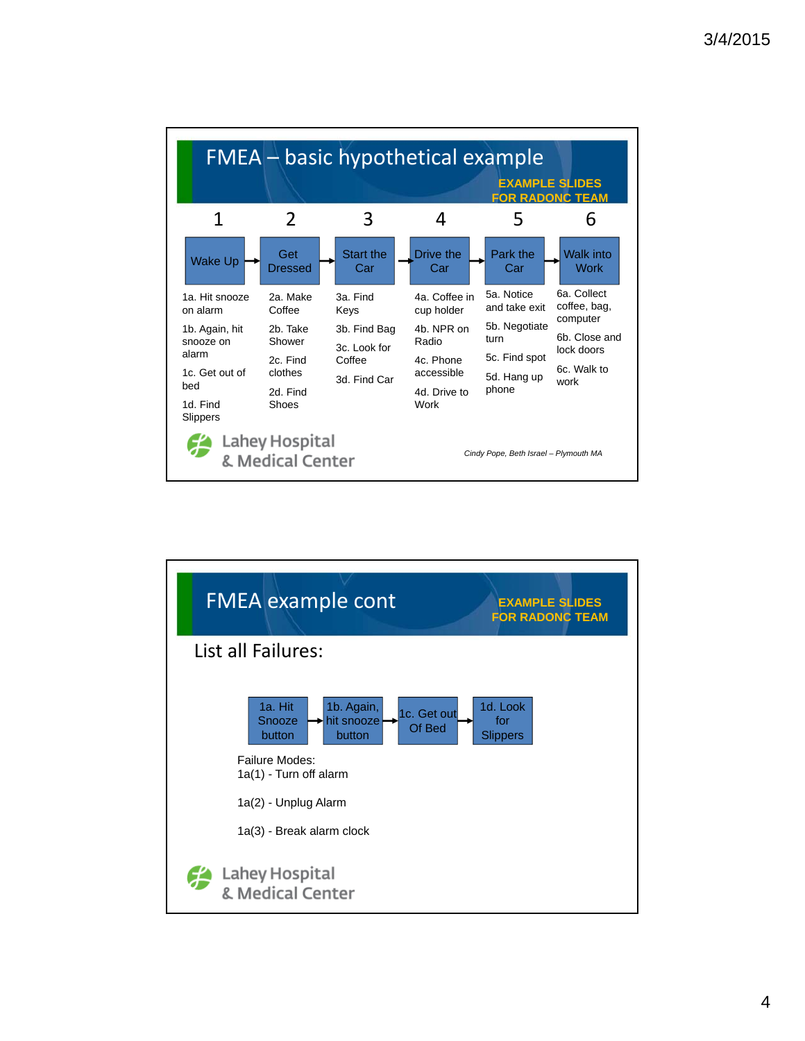## FMEA – basic hypothetical example

EXAMPLE SLIDES FOR RADONC TEAM

| 1 | 2 | 3 | 4 | 5 | 6 |
|---|---|---|---|---|---|
| Wake Up | Get Dressed | Start the Car | Drive the Car | Park the Car | Walk into Work |
| 1a. Hit snooze on alarm | 2a. Make Coffee | 3a. Find Keys | 4a. Coffee in cup holder | 5a. Notice and take exit | 6a. Collect coffee, bag, computer |
| 1b. Again, hit snooze on alarm | 2b. Take Shower | 3b. Find Bag | 4b. NPR on Radio | 5b. Negotiate turn | 6b. Close and lock doors |
| 1c. Get out of bed | 2c. Find clothes | 3c. Look for Coffee | 4c. Phone accessible | 5c. Find spot | 6c. Walk to work |
| 1d. Find Slippers | 2d. Find Shoes | 3d. Find Car | 4d. Drive to Work | 5d. Hang up phone | |

Lahey Hospital & Medical Center

*Cindy Pope, Beth Israel – Plymouth MA*

## FMEA example cont

EXAMPLE SLIDES FOR RADONC TEAM

List all Failures:

1a. Hit Snooze button → 1b. Again, hit snooze button → 1c. Get out Of Bed → 1d. Look for Slippers

Failure Modes:
1a(1) - Turn off alarm

1a(2) - Unplug Alarm

1a(3) - Break alarm clock

Lahey Hospital & Medical Center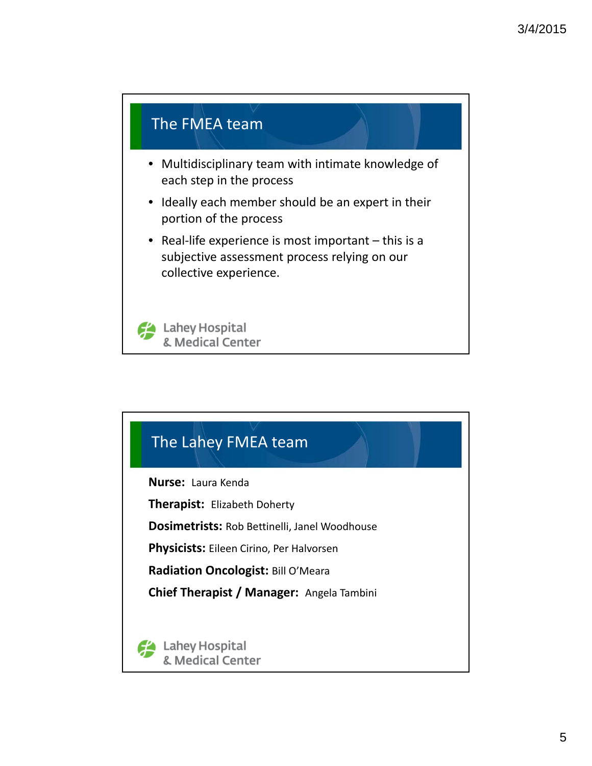## The FMEA team

- Multidisciplinary team with intimate knowledge of each step in the process
- Ideally each member should be an expert in their portion of the process
- Real-life experience is most important – this is a subjective assessment process relying on our collective experience.

Lahey Hospital & Medical Center

## The Lahey FMEA team

**Nurse:** Laura Kenda

**Therapist:** Elizabeth Doherty

**Dosimetrists:** Rob Bettinelli, Janel Woodhouse

**Physicists:** Eileen Cirino, Per Halvorsen

**Radiation Oncologist:** Bill O'Meara

**Chief Therapist / Manager:** Angela Tambini

Lahey Hospital & Medical Center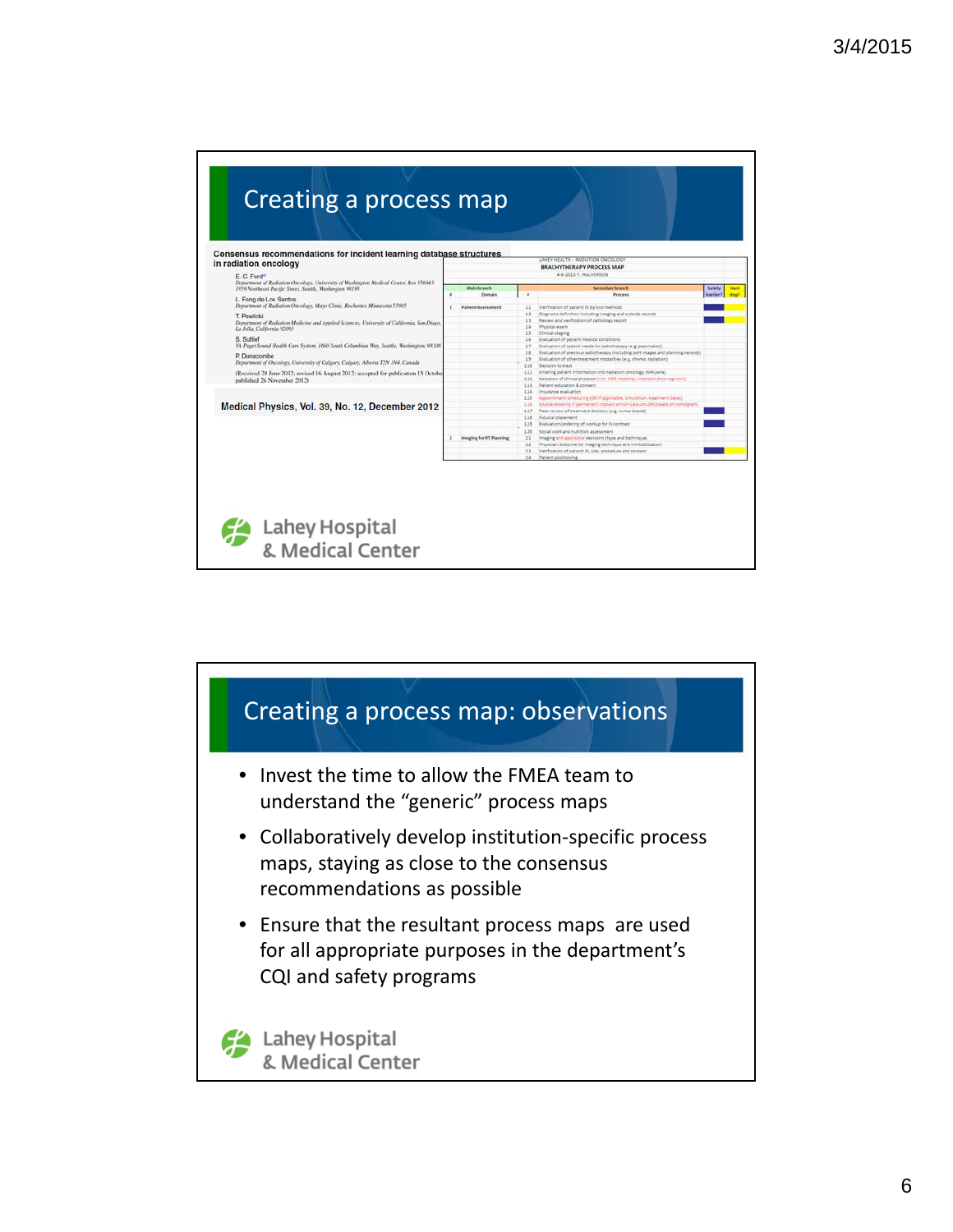## Creating a process map

Consensus recommendations for incident learning database structures in radiation oncology

E. C. Ford[a)]
Department of Radiation Oncology, University of Washington Medical Center, Box 356043, 1959 Northeast Pacific Street, Seattle, Washington 98195

L. Fong de Los Santos
Department of Radiation Oncology, Mayo Clinic, Rochester, Minnesota 55905

T. Pawlicki
Department of Radiation Medicine and Applied Sciences, University of California, San Diego, La Jolla, California 92093

S. Sutlief
VA Puget Sound Health Care System, 1660 South Columbian Way, Seattle, Washington, 98108

P. Dunscombe
Department of Oncology, University of Calgary, Calgary, Alberta T2N 1N4, Canada

(Received 29 June 2012; revised 16 August 2012; accepted for publication 15 October 2012; published 26 November 2012)

Medical Physics, Vol. 39, No. 12, December 2012

LAHEY HEALTH – RADIATION ONCOLOGY
BRACHYTHERAPY PROCESS MAP
4-6-2013 F. HALVORSEN

| Main branch | | Secondary branch | | Safety barrier? | Hard stop? |
|---|---|---|---|---|---|
| # | Domain | # | Process | | |
| 1 | Patient Assessment | 1.1 | Verification of patient ID by two methods | | |
| | | 1.2 | Diagnosis definition including imaging and outside records | | |
| | | 1.3 | Review and verification of pathology report | | |
| | | 1.4 | Physical exam | | |
| | | 1.5 | Clinical staging | | |
| | | 1.6 | Evaluation of patient medical conditions | | |
| | | 1.7 | Evaluation of special needs for radiotherapy (e.g. pacemaker) | | |
| | | 1.8 | Evaluation of previous radiotherapy (including port images and planning records) | | |
| | | 1.9 | Evaluation of other treatment modalities (e.g. chemo, radiation) | | |
| | | 1.10 | Decision to treat | | |
| | | 1.11 | Entering patient information into radiation oncology (MR/ARIA) | | |
| | | 1.12 | Selection of clinical protocol (incl. HDR modality, intended dose regimen) | | |
| | | 1.13 | Patient education & consent | | |
| | | 1.14 | Insurance evaluation | | |
| | | 1.15 | Appointment scheduling (OR if applicable, simulation, treatment dates) | | |
| | | 1.16 | Source ordering if permanent implant or non-Cesium LDR (based on nomogram) | | |
| | | 1.17 | Peer review of treatment decision (e.g. tumor board) | | |
| | | 1.18 | Fiducial placement | | |
| | | 1.19 | Evaluation/ordering of workup for IV contrast | | |
| | | 1.20 | Social work and nutrition assessment | | |
| 2 | Imaging for RT Planning | 2.1 | Imaging and applicator decisions (type and technique) | | |
| | | 2.2 | Physician directive for imaging technique and immobilization | | |
| | | 2.3 | Verification of patient ID, site, procedure and consent | | |
| | | 2.4 | Patient positioning | | |

## Creating a process map: observations

- Invest the time to allow the FMEA team to understand the "generic" process maps
- Collaboratively develop institution-specific process maps, staying as close to the consensus recommendations as possible
- Ensure that the resultant process maps are used for all appropriate purposes in the department's CQI and safety programs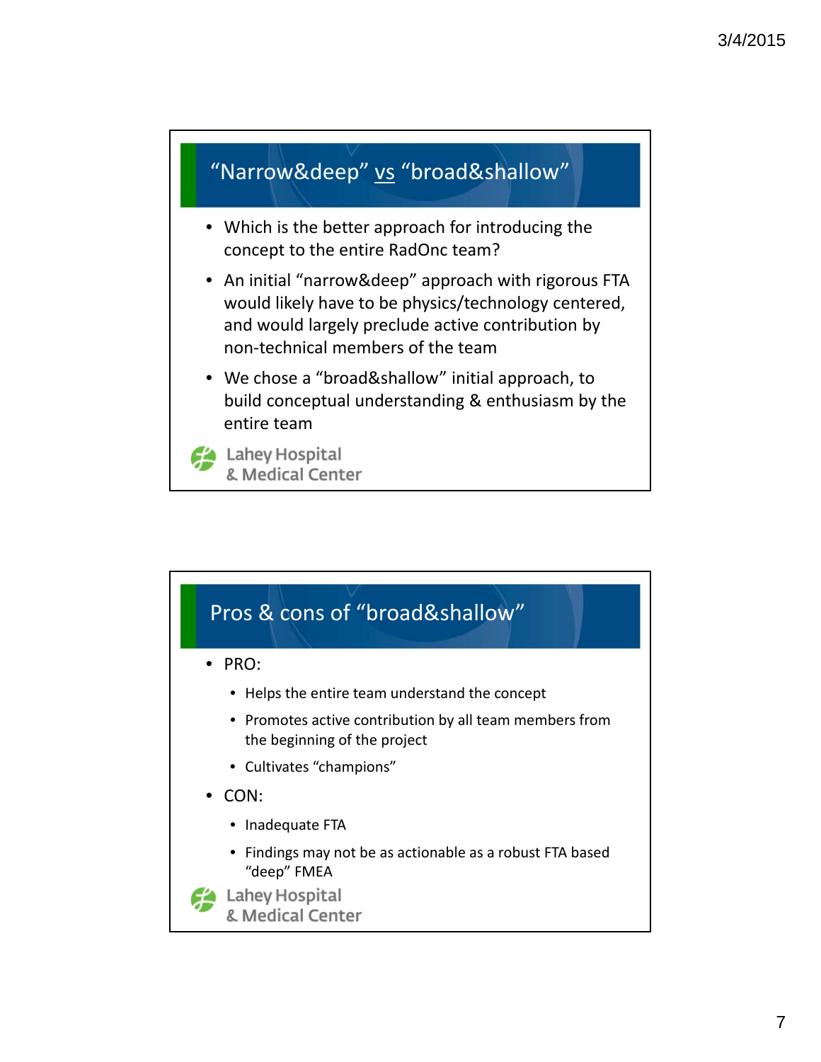## "Narrow&deep" vs "broad&shallow"

- Which is the better approach for introducing the concept to the entire RadOnc team?
- An initial "narrow&deep" approach with rigorous FTA would likely have to be physics/technology centered, and would largely preclude active contribution by non-technical members of the team
- We chose a "broad&shallow" initial approach, to build conceptual understanding & enthusiasm by the entire team

Lahey Hospital & Medical Center

## Pros & cons of "broad&shallow"

- PRO:
  - Helps the entire team understand the concept
  - Promotes active contribution by all team members from the beginning of the project
  - Cultivates "champions"
- CON:
  - Inadequate FTA
  - Findings may not be as actionable as a robust FTA based "deep" FMEA

Lahey Hospital & Medical Center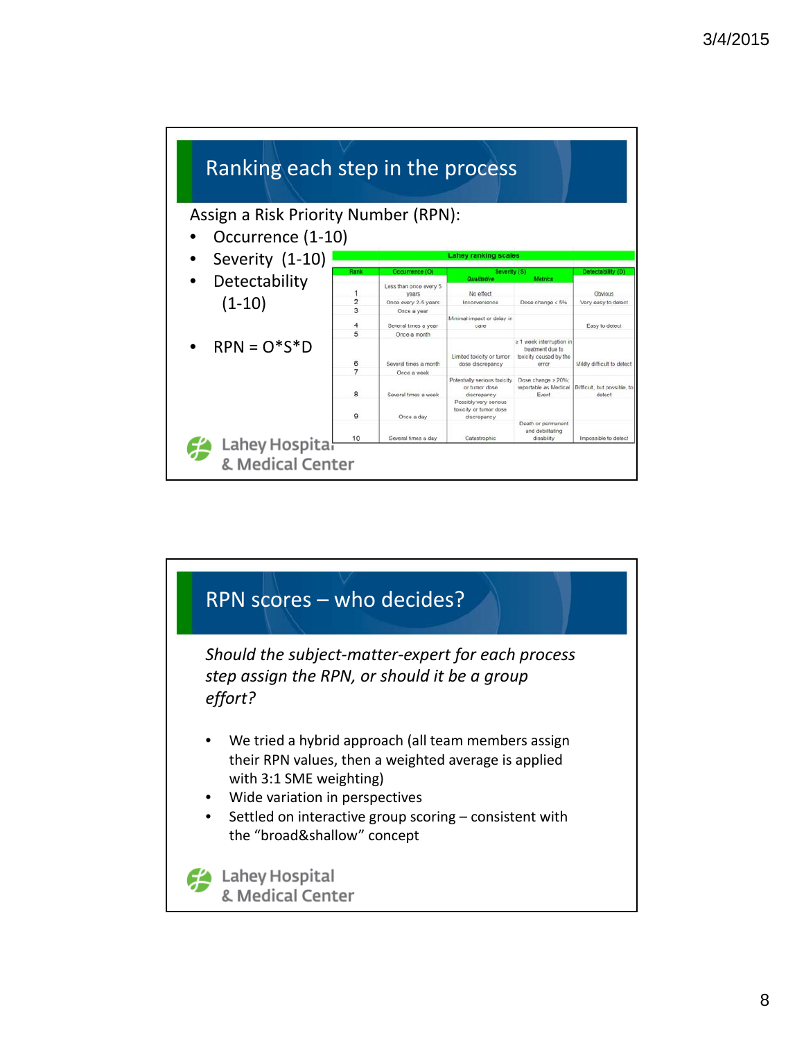## Ranking each step in the process

Assign a Risk Priority Number (RPN):

- Occurrence (1-10)
- Severity (1-10)
- Detectability (1-10)
- RPN = O*S*D

Lahey ranking scales

| Rank | Occurrence (O) | Severity (S) | | Detectability (D) |
|---|---|---|---|---|
| | | Qualitative | Metrics | |
| 1 | Less than once every 5 years | No effect | | Obvious |
| 2 | Once every 2-5 years | Inconvenience | Dose change ≤ 5% | Very easy to detect |
| 3 | Once a year | | | |
| 4 | Several times a year | Minimal impact or delay in care | | Easy to detect |
| 5 | Once a month | | | |
| 6 | Several times a month | Limited toxicity or tumor dose discrepancy | ≥ 1 week interruption in treatment due to toxicity caused by the error | Mildly difficult to detect |
| 7 | Once a week | | | |
| 8 | Several times a week | Potentially serious toxicity or tumor dose discrepancy | Dose change ≥ 20%; reportable as Medical Event | Difficult, but possible, to detect |
| 9 | Once a day | Possibly very serious toxicity or tumor dose discrepancy | | |
| 10 | Several times a day | Catastrophic | Death or permanent and debilitating disability | Impossible to detect |

Lahey Hospital & Medical Center

## RPN scores – who decides?

*Should the subject-matter-expert for each process step assign the RPN, or should it be a group effort?*

- We tried a hybrid approach (all team members assign their RPN values, then a weighted average is applied with 3:1 SME weighting)
- Wide variation in perspectives
- Settled on interactive group scoring – consistent with the "broad&shallow" concept

Lahey Hospital & Medical Center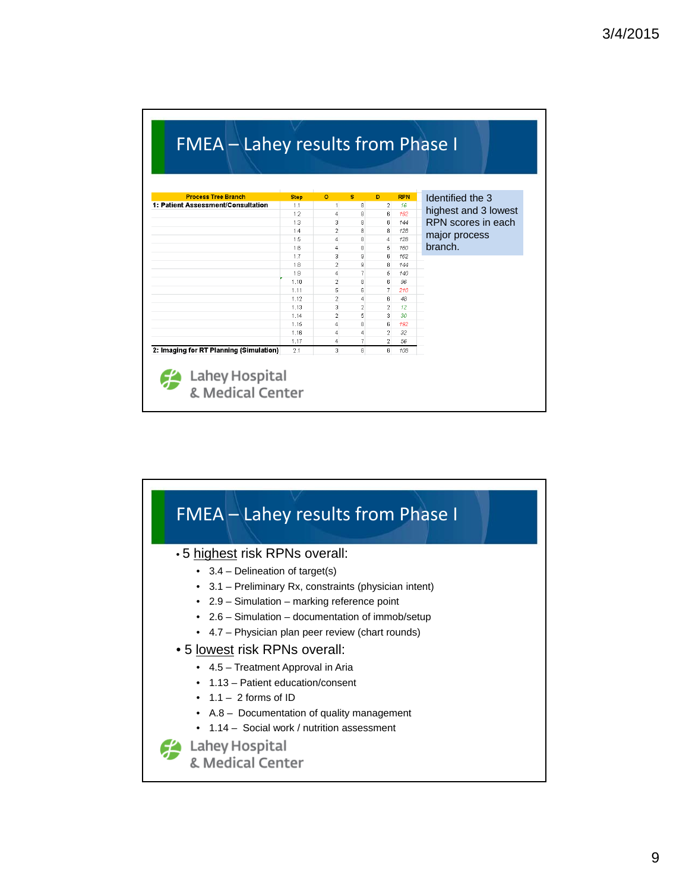## FMEA – Lahey results from Phase I

| Process Tree Branch | Step | O | S | D | RPN |
|---|---|---|---|---|---|
| 1: Patient Assessment/Consultation | 1.1 | 1 | 8 | 2 | 16 |
| | 1.2 | 4 | 8 | 6 | 192 |
| | 1.3 | 3 | 8 | 6 | 144 |
| | 1.4 | 2 | 8 | 8 | 128 |
| | 1.5 | 4 | 8 | 4 | 128 |
| | 1.6 | 4 | 8 | 5 | 160 |
| | 1.7 | 3 | 9 | 6 | 162 |
| | 1.8 | 2 | 9 | 8 | 144 |
| | 1.9 | 4 | 7 | 5 | 140 |
| | 1.10 | 2 | 8 | 6 | 96 |
| | 1.11 | 5 | 6 | 7 | 210 |
| | 1.12 | 2 | 4 | 6 | 48 |
| | 1.13 | 3 | 2 | 2 | 12 |
| | 1.14 | 2 | 5 | 3 | 30 |
| | 1.15 | 4 | 8 | 6 | 192 |
| | 1.16 | 4 | 4 | 2 | 32 |
| | 1.17 | 4 | 7 | 2 | 56 |
| 2: Imaging for RT Planning (Simulation) | 2.1 | 3 | 6 | 6 | 108 |

Identified the 3 highest and 3 lowest RPN scores in each major process branch.

Lahey Hospital & Medical Center

## FMEA – Lahey results from Phase I

- 5 highest risk RPNs overall:
  - 3.4 – Delineation of target(s)
  - 3.1 – Preliminary Rx, constraints (physician intent)
  - 2.9 – Simulation – marking reference point
  - 2.6 – Simulation – documentation of immob/setup
  - 4.7 – Physician plan peer review (chart rounds)
- 5 lowest risk RPNs overall:
  - 4.5 – Treatment Approval in Aria
  - 1.13 – Patient education/consent
  - 1.1 – 2 forms of ID
  - A.8 – Documentation of quality management
  - 1.14 – Social work / nutrition assessment

Lahey Hospital & Medical Center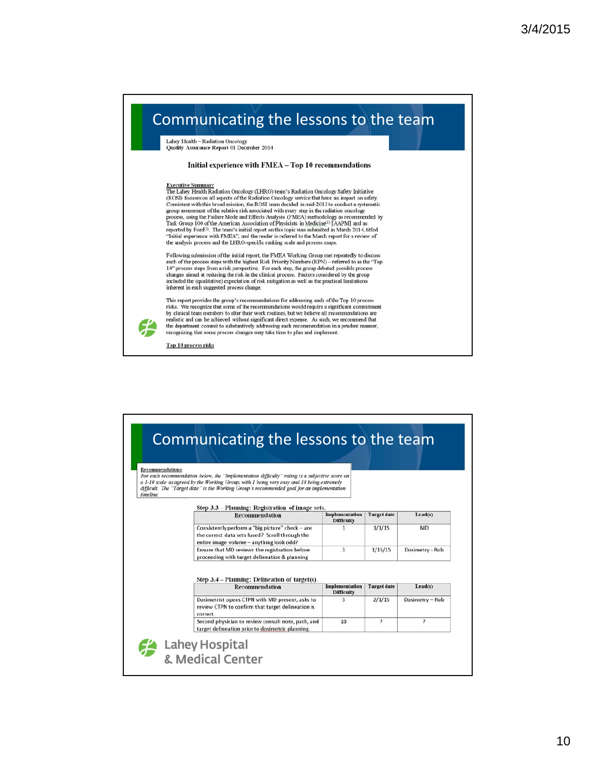# Communicating the lessons to the team

Lahey Health – Radiation Oncology
Quality Assurance Report 01 December 2014

### Initial experience with FMEA – Top 10 recommendations

**Executive Summary**

The Lahey Health Radiation Oncology (LHRO) team's Radiation Oncology Safety Initiative (ROSI) focuses on all aspects of the Radiation Oncology service that have an impact on safety. Consistent with this broad mission, the ROSI team decided in mid-2013 to conduct a systematic group assessment of the relative risk associated with every step in the radiation oncology process, using the Failure Mode and Effects Analysis (FMEA) methodology as recommended by Task Group 100 of the American Association of Physicists in Medicine[1] [AAPM] and as reported by Ford[2]. The team's initial report on this topic was submitted in March 2014, titled "Initial experience with FMEA", and the reader is referred to the March report for a review of the analysis process and the LHRO-specific ranking scale and process maps.

Following submission of the initial report, the FMEA Working Group met repeatedly to discuss each of the process steps with the highest Risk Priority Numbers (RPN) – referred to as the "Top 10" process steps from a risk perspective. For each step, the group debated possible process changes aimed at reducing the risk in the clinical process. Factors considered by the group included the (qualitative) expectation of risk mitigation as well as the practical limitations inherent in each suggested process change.

This report provides the group's recommendations for addressing each of the Top 10 process risks. We recognize that some of the recommendations would require a significant commitment by clinical team members to alter their work routines, but we believe all recommendations are realistic and can be achieved without significant direct expense. As such, we recommend that the department commit to substantively addressing each recommendation in a prudent manner, recognizing that some process changes may take time to plan and implement.

**Top 10 process risks**

# Communicating the lessons to the team

**Recommendations**

*For each recommendation below, the "Implementation difficulty" rating is a subjective score on a 1-10 scale as agreed by the Working Group, with 1 being very easy and 10 being extremely difficult. The "Target date" is the Working Group's recommended goal for an implementation timeline.*

**Step 3.3 – Planning: Registration of image sets.**

| Recommendation | Implementation Difficulty | Target date | Lead(s) |
|---|---|---|---|
| Consistently perform a "big picture" check – are the correct data sets fused? Scroll through the entire image volume – anything look odd? | 1 | 1/1/15 | MD |
| Ensure that MD reviews the registration before proceeding with target delineation & planning | 3 | 1/15/15 | Dosimetry - Rob |

**Step 3.4 – Planning: Delineation of target(s).**

| Recommendation | Implementation Difficulty | Target date | Lead(s) |
|---|---|---|---|
| Dosimetrist opens CTPN with MD present, asks to review CTPN to confirm that target delineation is correct. | 3 | 2/1/15 | Dosimetry – Rob |
| Second physician to review consult note, path, and target delineation prior to dosimetric planning. | 10 | ? | ? |

Lahey Hospital & Medical Center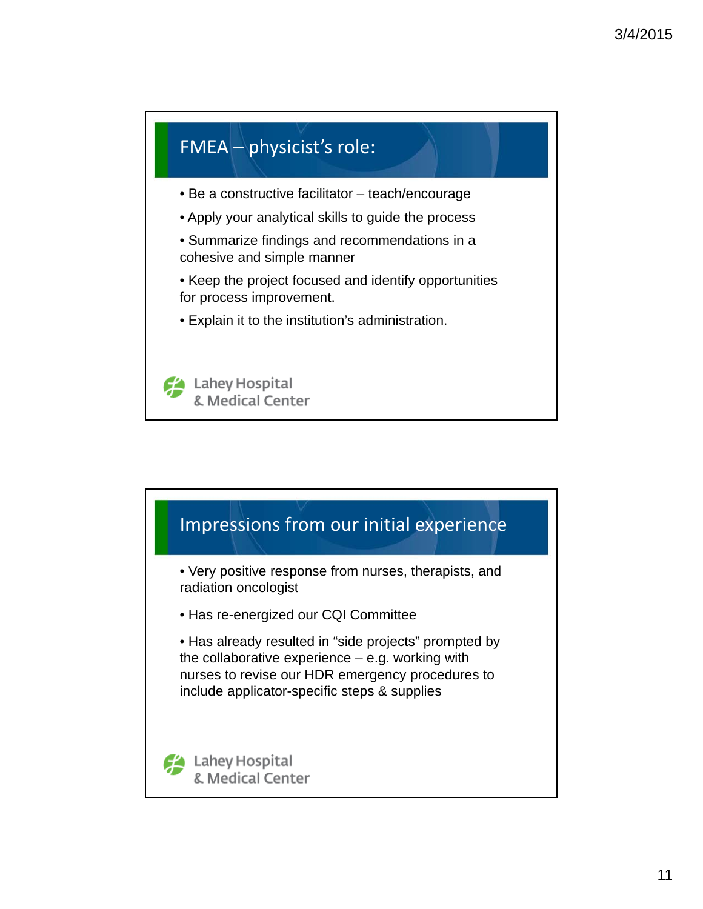## FMEA – physicist's role:

- Be a constructive facilitator – teach/encourage
- Apply your analytical skills to guide the process
- Summarize findings and recommendations in a cohesive and simple manner
- Keep the project focused and identify opportunities for process improvement.
- Explain it to the institution's administration.

Lahey Hospital & Medical Center

## Impressions from our initial experience

- Very positive response from nurses, therapists, and radiation oncologist
- Has re-energized our CQI Committee
- Has already resulted in "side projects" prompted by the collaborative experience – e.g. working with nurses to revise our HDR emergency procedures to include applicator-specific steps & supplies

Lahey Hospital & Medical Center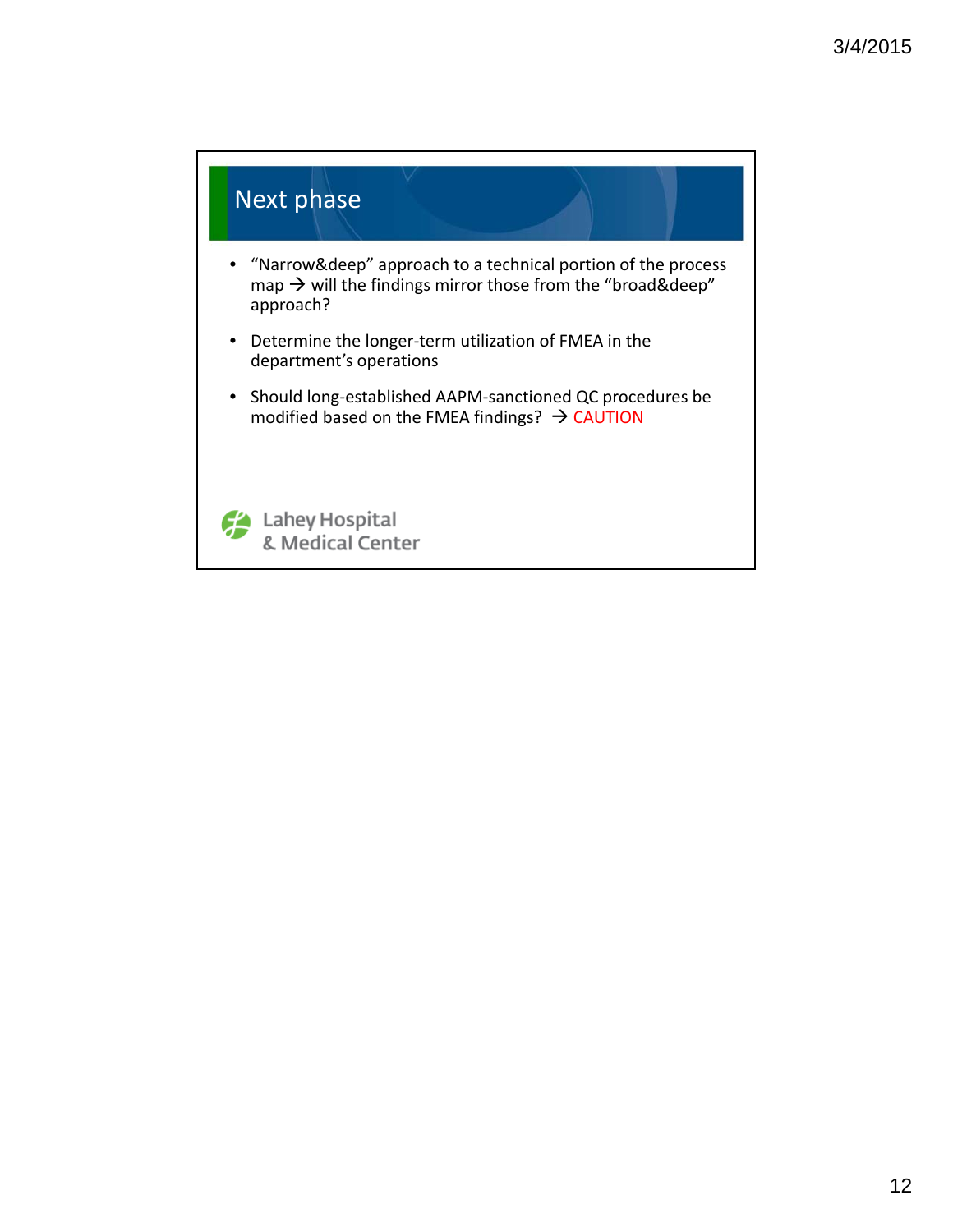## Next phase

- "Narrow&deep" approach to a technical portion of the process map → will the findings mirror those from the "broad&deep" approach?
- Determine the longer-term utilization of FMEA in the department's operations
- Should long-established AAPM-sanctioned QC procedures be modified based on the FMEA findings? → CAUTION

Lahey Hospital & Medical Center